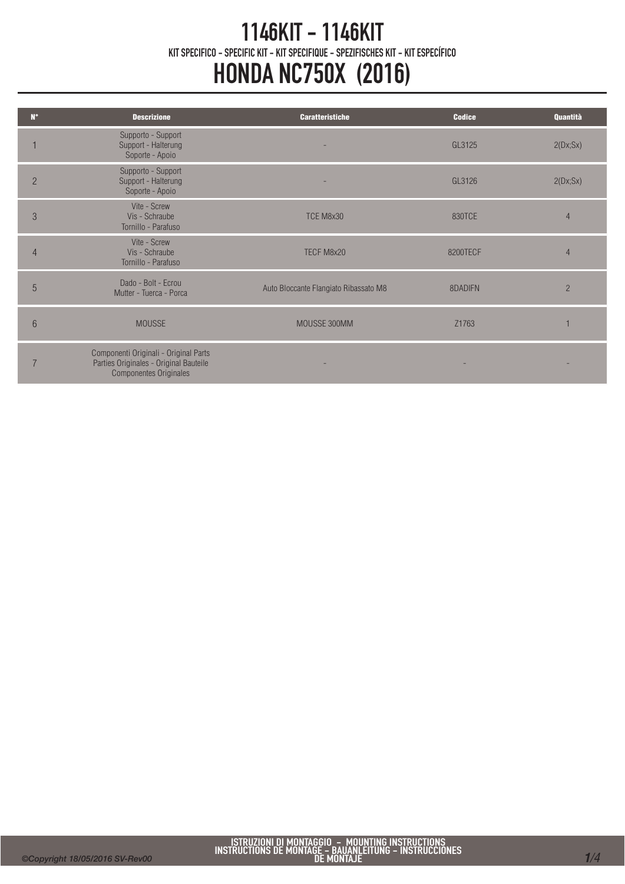# 1146KIT - 1146KIT

KIT SPECIFICO - SPECIFIC KIT - KIT SPECIFIQUE - SPEZIFISCHES KIT - KIT ESPECÍFICO

# HONDA NC750X (2016)

| N° | Descrizione | Caratteristiche | Codice | Quantità |
|---|---|---|---|---|
| 1 | Supporto - Support<br>Support - Halterung<br>Soporte - Apoio | - | GL3125 | 2(Dx;Sx) |
| 2 | Supporto - Support<br>Support - Halterung<br>Soporte - Apoio | - | GL3126 | 2(Dx;Sx) |
| 3 | Vite - Screw<br>Vis - Schraube<br>Tornillo - Parafuso | TCE M8x30 | 830TCE | 4 |
| 4 | Vite - Screw<br>Vis - Schraube<br>Tornillo - Parafuso | TECF M8x20 | 8200TECF | 4 |
| 5 | Dado - Bolt - Ecrou<br>Mutter - Tuerca - Porca | Auto Bloccante Flangiato Ribassato M8 | 8DADIFN | 2 |
| 6 | MOUSSE | MOUSSE 300MM | Z1763 | 1 |
| 7 | Componenti Originali - Original Parts<br>Parties Originales - Original Bauteile<br>Componentes Originales | - | - | - |

ISTRUZIONI DI MONTAGGIO - MOUNTING INSTRUCTIONS
INSTRUCTIONS DE MONTAGE - BAUANLEITUNG - INSTRUCCIONES DE MONTAJE

©Copyright 18/05/2016 SV-Rev00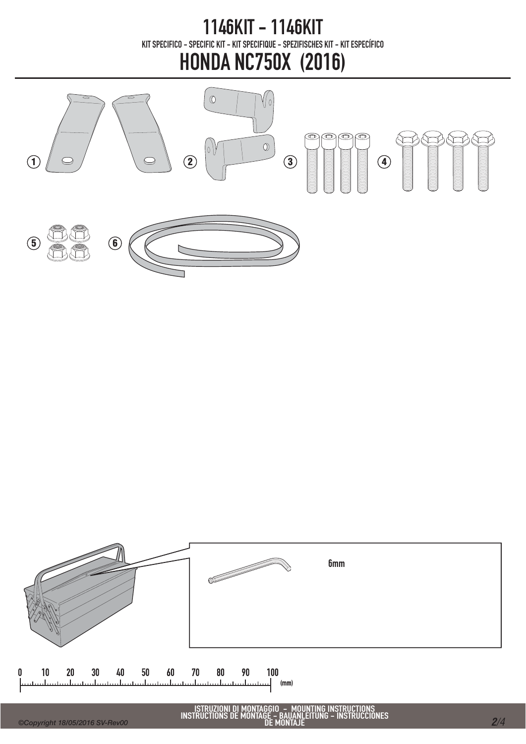# 1146KIT - 1146KIT

KIT SPECIFICO - SPECIFIC KIT - KIT SPECIFIQUE - SPEZIFISCHES KIT - KIT ESPECÍFICO

# HONDA NC750X (2016)

1 2 3 4

5 6

6mm

0 10 20 30 40 50 60 70 80 90 100 (mm)

ISTRUZIONI DI MONTAGGIO - MOUNTING INSTRUCTIONS
INSTRUCTIONS DE MONTAGE - BAUANLEITUNG - INSTRUCCIONES DE MONTAJE

©Copyright 18/05/2016 SV-Rev00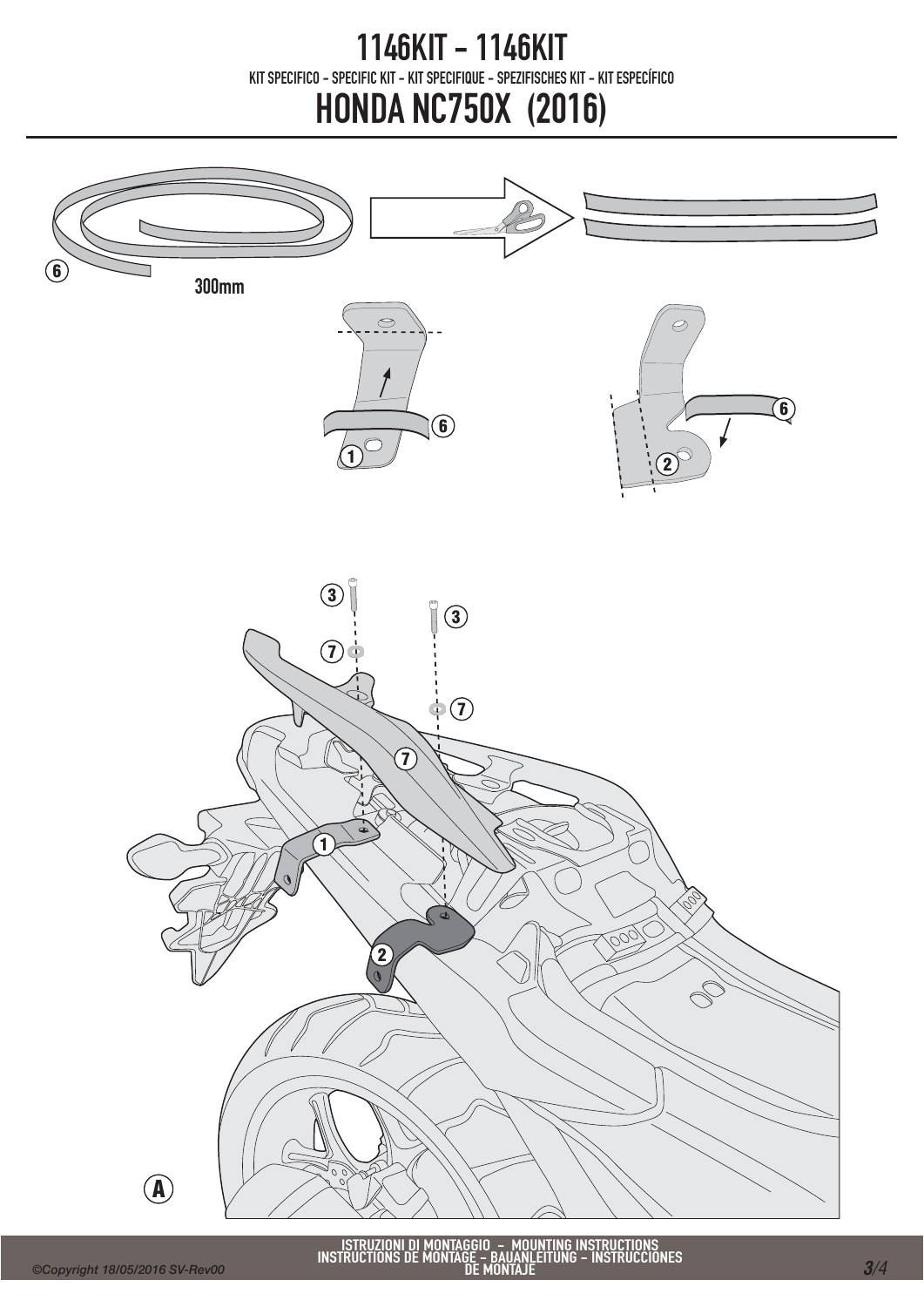# 1146KIT - 1146KIT

KIT SPECIFICO - SPECIFIC KIT - KIT SPECIFIQUE - SPEZIFISCHES KIT - KIT ESPECÍFICO

# HONDA NC750X (2016)

6

300mm

1

6

2

6

3

3

7

7

7

1

2

A

ISTRUZIONI DI MONTAGGIO - MOUNTING INSTRUCTIONS
INSTRUCTIONS DE MONTAGE - BAUANLEITUNG - INSTRUCCIONES DE MONTAJE

©Copyright 18/05/2016 SV-Rev00